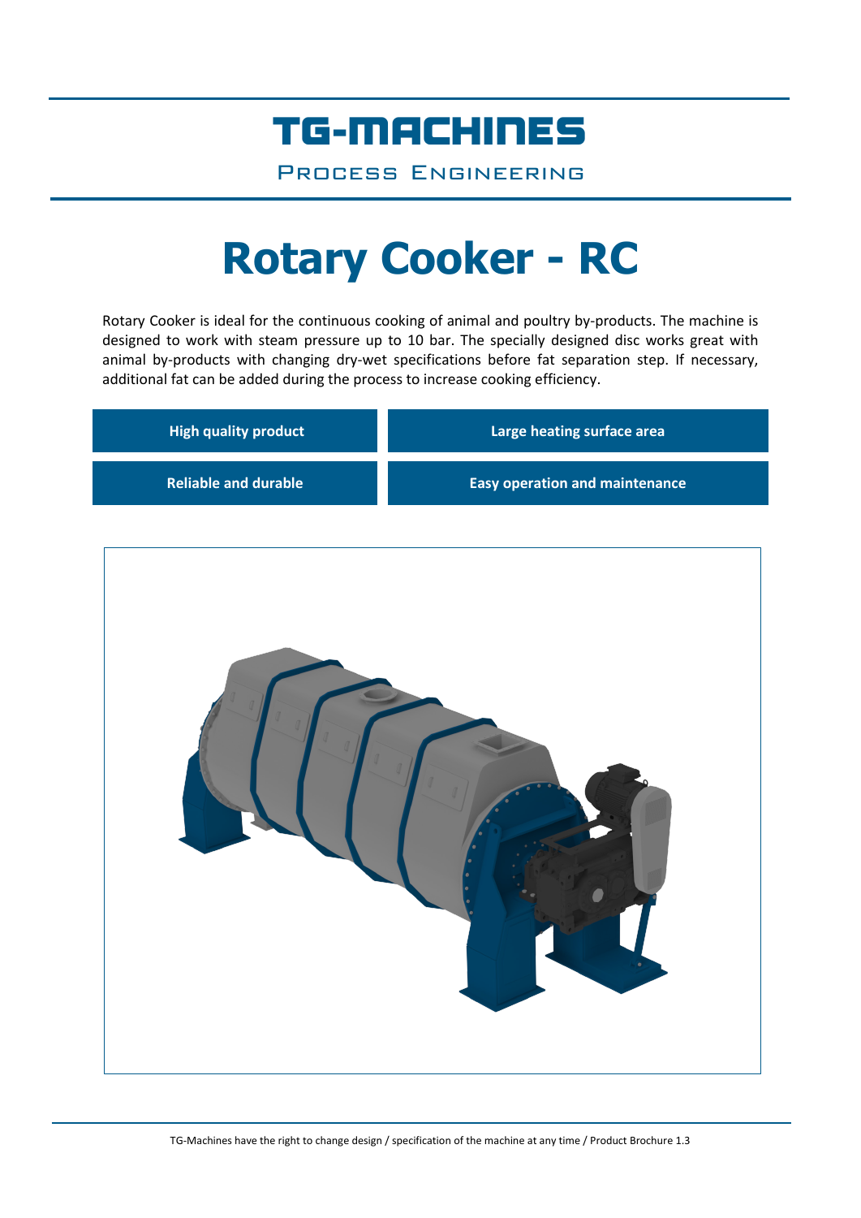# TG-MACHINES

PROCESS ENGINEERING

# Rotary Cooker - RC

Rotary Cooker is ideal for the continuous cooking of animal and poultry by-products. The machine is designed to work with steam pressure up to 10 bar. The specially designed disc works great with animal by-products with changing dry-wet specifications before fat separation step. If necessary, additional fat can be added during the process to increase cooking efficiency.

- **High quality product**
- **Large heating surface area**
- **Reliable and durable**
- **Easy operation and maintenance**

TG-Machines have the right to change design / specification of the machine at any time / Product Brochure 1.3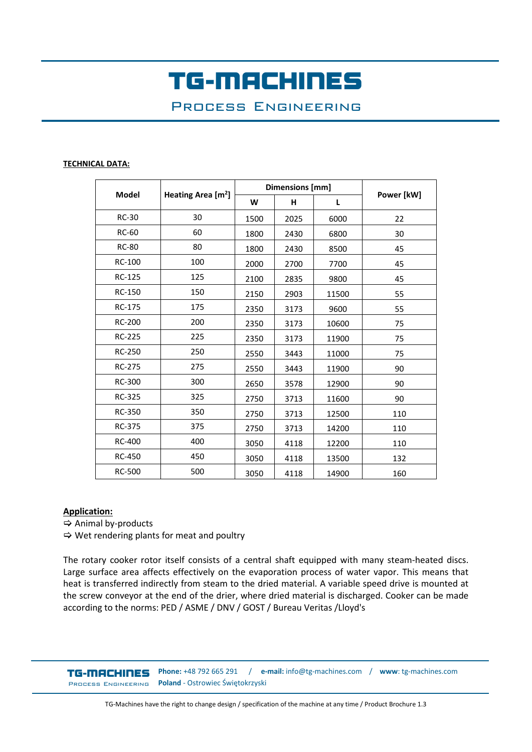# TG-MACHINES

## Process Engineering

**TECHNICAL DATA:**

| Model | Heating Area [m$^2$] | Dimensions [mm] | | | Power [kW] |
|---|---|---|---|---|---|
| | | W | H | L | |
| RC-30 | 30 | 1500 | 2025 | 6000 | 22 |
| RC-60 | 60 | 1800 | 2430 | 6800 | 30 |
| RC-80 | 80 | 1800 | 2430 | 8500 | 45 |
| RC-100 | 100 | 2000 | 2700 | 7700 | 45 |
| RC-125 | 125 | 2100 | 2835 | 9800 | 45 |
| RC-150 | 150 | 2150 | 2903 | 11500 | 55 |
| RC-175 | 175 | 2350 | 3173 | 9600 | 55 |
| RC-200 | 200 | 2350 | 3173 | 10600 | 75 |
| RC-225 | 225 | 2350 | 3173 | 11900 | 75 |
| RC-250 | 250 | 2550 | 3443 | 11000 | 75 |
| RC-275 | 275 | 2550 | 3443 | 11900 | 90 |
| RC-300 | 300 | 2650 | 3578 | 12900 | 90 |
| RC-325 | 325 | 2750 | 3713 | 11600 | 90 |
| RC-350 | 350 | 2750 | 3713 | 12500 | 110 |
| RC-375 | 375 | 2750 | 3713 | 14200 | 110 |
| RC-400 | 400 | 3050 | 4118 | 12200 | 110 |
| RC-450 | 450 | 3050 | 4118 | 13500 | 132 |
| RC-500 | 500 | 3050 | 4118 | 14900 | 160 |

**Application:**

⇨ Animal by-products
⇨ Wet rendering plants for meat and poultry

The rotary cooker rotor itself consists of a central shaft equipped with many steam-heated discs. Large surface area affects effectively on the evaporation process of water vapor. This means that heat is transferred indirectly from steam to the dried material. A variable speed drive is mounted at the screw conveyor at the end of the drier, where dried material is discharged. Cooker can be made according to the norms: PED / ASME / DNV / GOST / Bureau Veritas /Lloyd's

TG-MACHINES Process Engineering **Phone:** +48 792 665 291 / **e-mail:** info@tg-machines.com / **www**: tg-machines.com
**Poland** - Ostrowiec Świętokrzyski

TG-Machines have the right to change design / specification of the machine at any time / Product Brochure 1.3